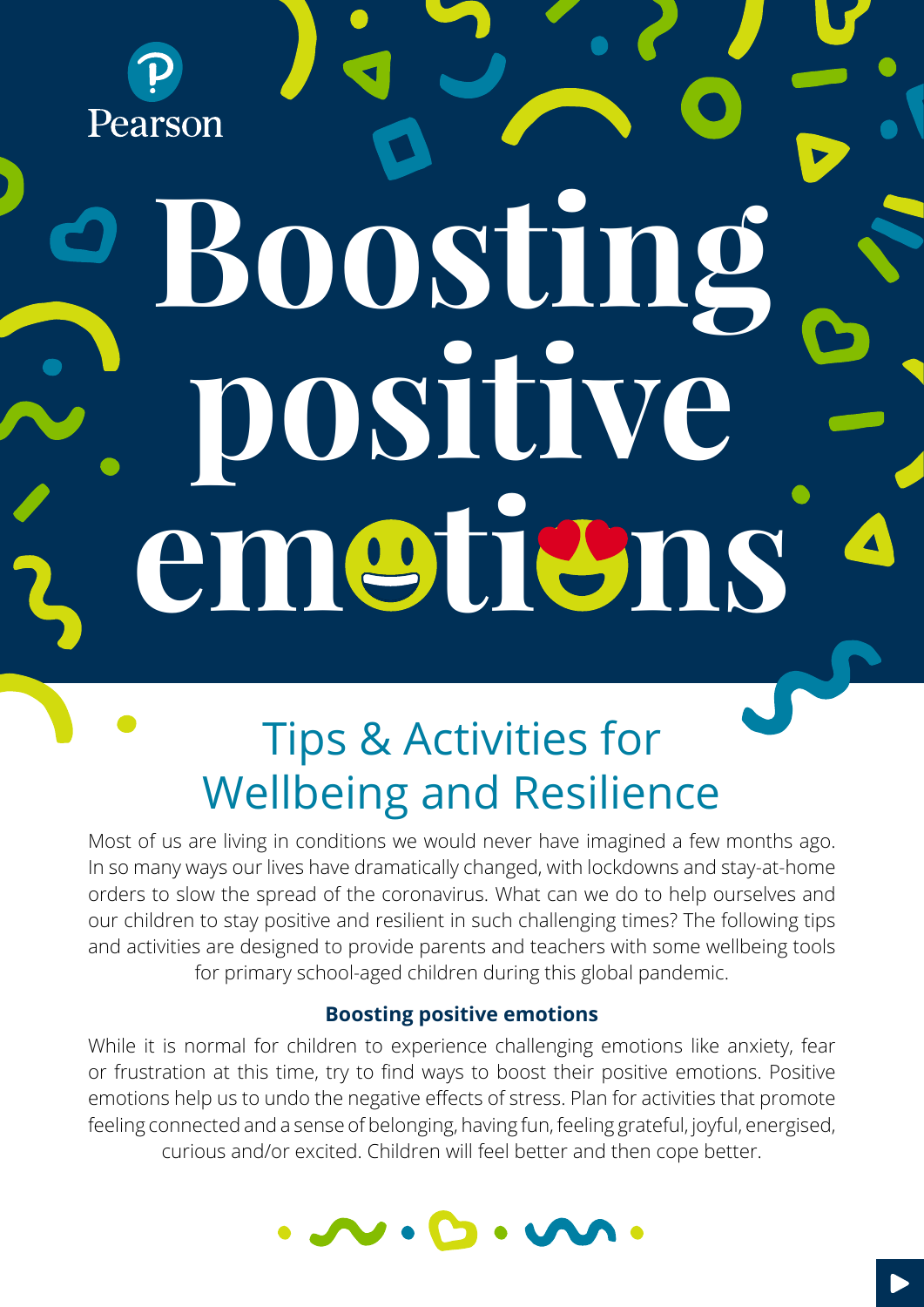Pearson

# Boosting positive emotions

## Tips & Activities for Wellbeing and Resilience

Most of us are living in conditions we would never have imagined a few months ago. In so many ways our lives have dramatically changed, with lockdowns and stay-at-home orders to slow the spread of the coronavirus. What can we do to help ourselves and our children to stay positive and resilient in such challenging times? The following tips and activities are designed to provide parents and teachers with some wellbeing tools for primary school-aged children during this global pandemic.

### Boosting positive emotions

While it is normal for children to experience challenging emotions like anxiety, fear or frustration at this time, try to find ways to boost their positive emotions. Positive emotions help us to undo the negative effects of stress. Plan for activities that promote feeling connected and a sense of belonging, having fun, feeling grateful, joyful, energised, curious and/or excited. Children will feel better and then cope better.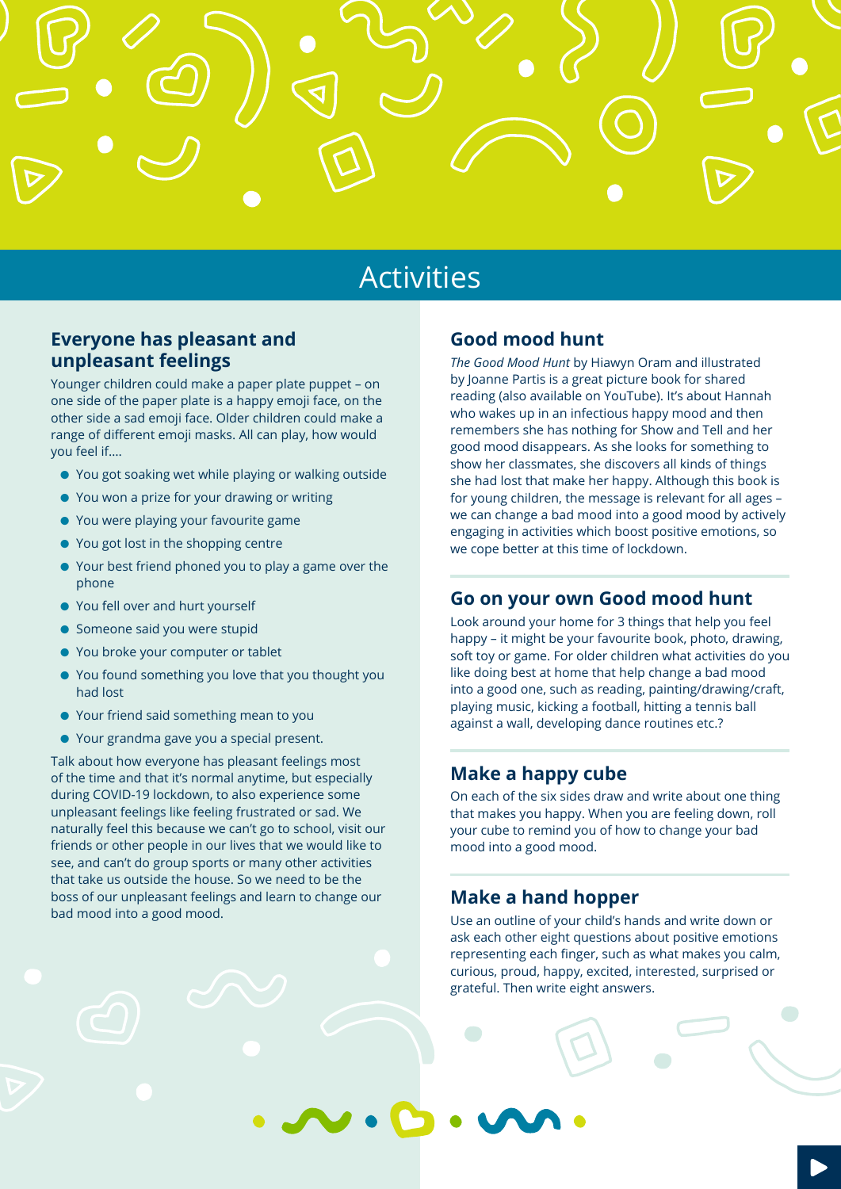# Activities

## Everyone has pleasant and unpleasant feelings

Younger children could make a paper plate puppet – on one side of the paper plate is a happy emoji face, on the other side a sad emoji face. Older children could make a range of different emoji masks. All can play, how would you feel if....

- You got soaking wet while playing or walking outside
- You won a prize for your drawing or writing
- You were playing your favourite game
- You got lost in the shopping centre
- Your best friend phoned you to play a game over the phone
- You fell over and hurt yourself
- Someone said you were stupid
- You broke your computer or tablet
- You found something you love that you thought you had lost
- Your friend said something mean to you
- Your grandma gave you a special present.

Talk about how everyone has pleasant feelings most of the time and that it's normal anytime, but especially during COVID-19 lockdown, to also experience some unpleasant feelings like feeling frustrated or sad. We naturally feel this because we can't go to school, visit our friends or other people in our lives that we would like to see, and can't do group sports or many other activities that take us outside the house. So we need to be the boss of our unpleasant feelings and learn to change our bad mood into a good mood.

## Good mood hunt

*The Good Mood Hunt* by Hiawyn Oram and illustrated by Joanne Partis is a great picture book for shared reading (also available on YouTube). It's about Hannah who wakes up in an infectious happy mood and then remembers she has nothing for Show and Tell and her good mood disappears. As she looks for something to show her classmates, she discovers all kinds of things she had lost that make her happy. Although this book is for young children, the message is relevant for all ages – we can change a bad mood into a good mood by actively engaging in activities which boost positive emotions, so we cope better at this time of lockdown.

## Go on your own Good mood hunt

Look around your home for 3 things that help you feel happy – it might be your favourite book, photo, drawing, soft toy or game. For older children what activities do you like doing best at home that help change a bad mood into a good one, such as reading, painting/drawing/craft, playing music, kicking a football, hitting a tennis ball against a wall, developing dance routines etc.?

## Make a happy cube

On each of the six sides draw and write about one thing that makes you happy. When you are feeling down, roll your cube to remind you of how to change your bad mood into a good mood.

## Make a hand hopper

Use an outline of your child's hands and write down or ask each other eight questions about positive emotions representing each finger, such as what makes you calm, curious, proud, happy, excited, interested, surprised or grateful. Then write eight answers.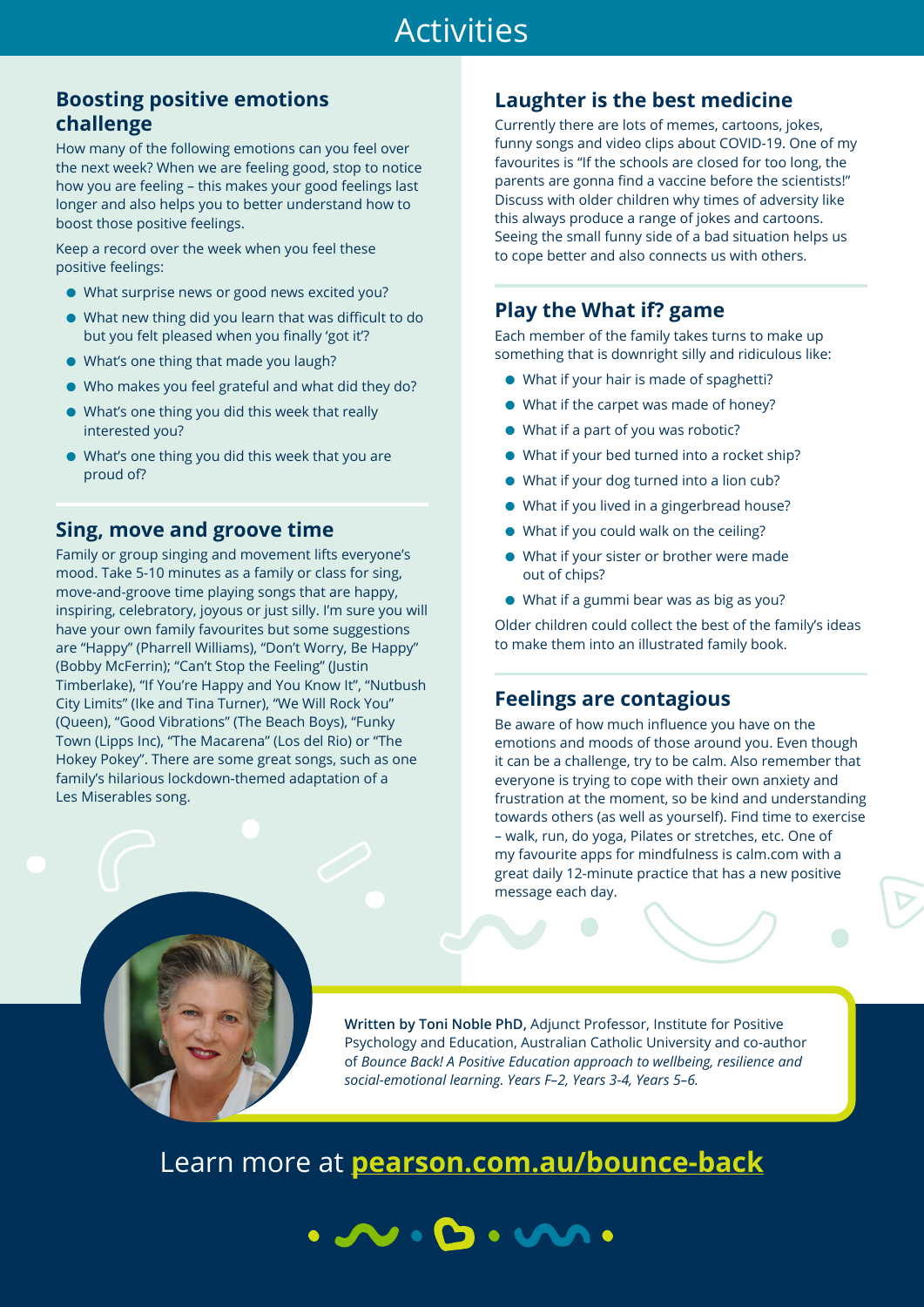# Activities

## Boosting positive emotions challenge

How many of the following emotions can you feel over the next week? When we are feeling good, stop to notice how you are feeling – this makes your good feelings last longer and also helps you to better understand how to boost those positive feelings.

Keep a record over the week when you feel these positive feelings:

- What surprise news or good news excited you?
- What new thing did you learn that was difficult to do but you felt pleased when you finally 'got it'?
- What's one thing that made you laugh?
- Who makes you feel grateful and what did they do?
- What's one thing you did this week that really interested you?
- What's one thing you did this week that you are proud of?

## Sing, move and groove time

Family or group singing and movement lifts everyone's mood. Take 5-10 minutes as a family or class for sing, move-and-groove time playing songs that are happy, inspiring, celebratory, joyous or just silly. I'm sure you will have your own family favourites but some suggestions are "Happy" (Pharrell Williams), "Don't Worry, Be Happy" (Bobby McFerrin); "Can't Stop the Feeling" (Justin Timberlake), "If You're Happy and You Know It", "Nutbush City Limits" (Ike and Tina Turner), "We Will Rock You" (Queen), "Good Vibrations" (The Beach Boys), "Funky Town (Lipps Inc), "The Macarena" (Los del Rio) or "The Hokey Pokey". There are some great songs, such as one family's hilarious lockdown-themed adaptation of a Les Miserables song.

## Laughter is the best medicine

Currently there are lots of memes, cartoons, jokes, funny songs and video clips about COVID-19. One of my favourites is "If the schools are closed for too long, the parents are gonna find a vaccine before the scientists!" Discuss with older children why times of adversity like this always produce a range of jokes and cartoons. Seeing the small funny side of a bad situation helps us to cope better and also connects us with others.

## Play the What if? game

Each member of the family takes turns to make up something that is downright silly and ridiculous like:

- What if your hair is made of spaghetti?
- What if the carpet was made of honey?
- What if a part of you was robotic?
- What if your bed turned into a rocket ship?
- What if your dog turned into a lion cub?
- What if you lived in a gingerbread house?
- What if you could walk on the ceiling?
- What if your sister or brother were made out of chips?
- What if a gummi bear was as big as you?

Older children could collect the best of the family's ideas to make them into an illustrated family book.

## Feelings are contagious

Be aware of how much influence you have on the emotions and moods of those around you. Even though it can be a challenge, try to be calm. Also remember that everyone is trying to cope with their own anxiety and frustration at the moment, so be kind and understanding towards others (as well as yourself). Find time to exercise – walk, run, do yoga, Pilates or stretches, etc. One of my favourite apps for mindfulness is calm.com with a great daily 12-minute practice that has a new positive message each day.

**Written by Toni Noble PhD,** Adjunct Professor, Institute for Positive Psychology and Education, Australian Catholic University and co-author of *Bounce Back! A Positive Education approach to wellbeing, resilience and social-emotional learning. Years F–2, Years 3-4, Years 5–6.*

Learn more at **pearson.com.au/bounce-back**